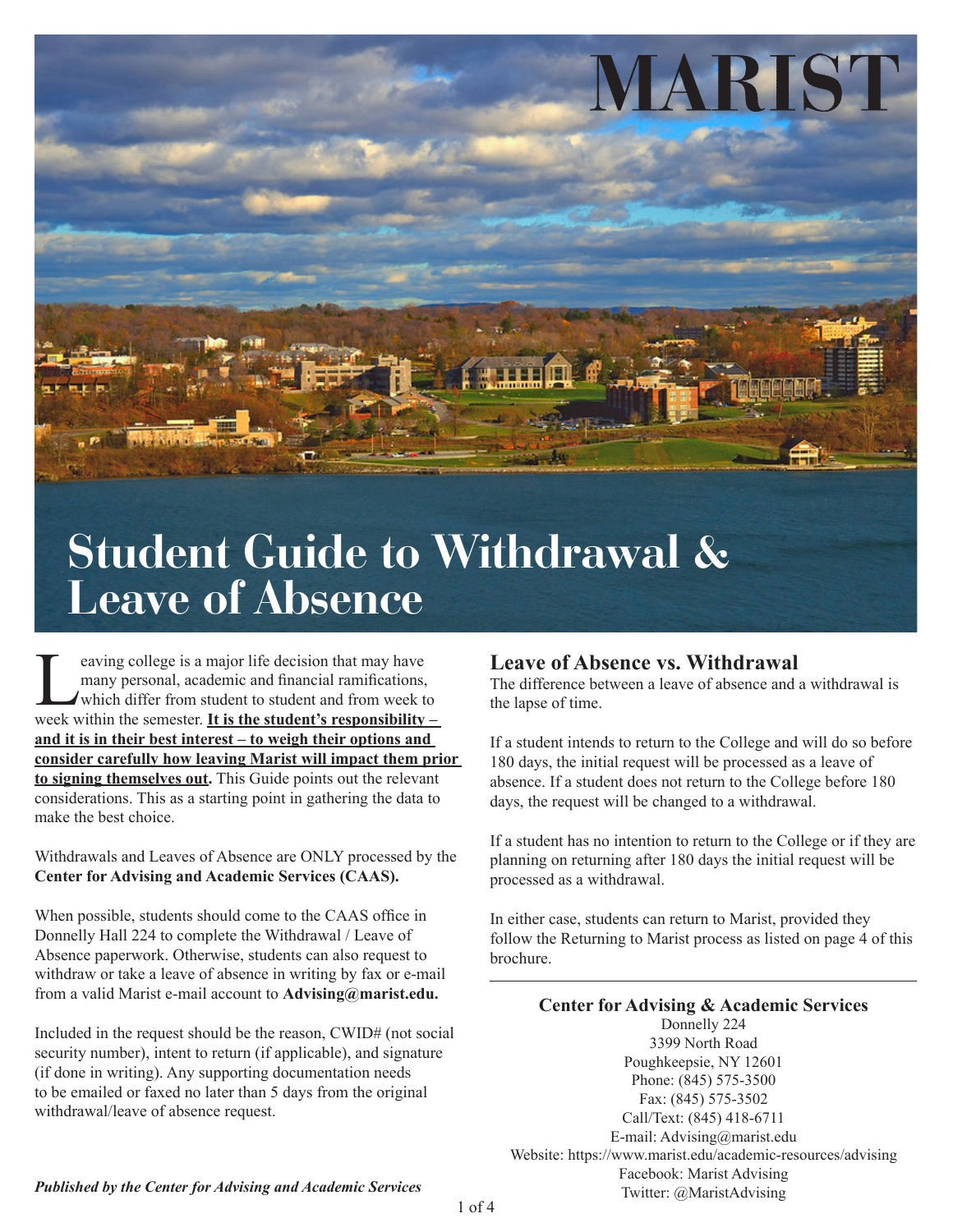# MARIST

# Student Guide to Withdrawal & Leave of Absence

Leaving college is a major life decision that may have many personal, academic and financial ramifications, which differ from student to student and from week to week within the semester. **It is the student's responsibility – and it is in their best interest – to weigh their options and consider carefully how leaving Marist will impact them prior to signing themselves out.** This Guide points out the relevant considerations. This as a starting point in gathering the data to make the best choice.

Withdrawals and Leaves of Absence are ONLY processed by the **Center for Advising and Academic Services (CAAS).**

When possible, students should come to the CAAS office in Donnelly Hall 224 to complete the Withdrawal / Leave of Absence paperwork. Otherwise, students can also request to withdraw or take a leave of absence in writing by fax or e-mail from a valid Marist e-mail account to **Advising@marist.edu.**

Included in the request should be the reason, CWID# (not social security number), intent to return (if applicable), and signature (if done in writing). Any supporting documentation needs to be emailed or faxed no later than 5 days from the original withdrawal/leave of absence request.

## Leave of Absence vs. Withdrawal

The difference between a leave of absence and a withdrawal is the lapse of time.

If a student intends to return to the College and will do so before 180 days, the initial request will be processed as a leave of absence. If a student does not return to the College before 180 days, the request will be changed to a withdrawal.

If a student has no intention to return to the College or if they are planning on returning after 180 days the initial request will be processed as a withdrawal.

In either case, students can return to Marist, provided they follow the Returning to Marist process as listed on page 4 of this brochure.

---

**Center for Advising & Academic Services**
Donnelly 224
3399 North Road
Poughkeepsie, NY 12601
Phone: (845) 575-3500
Fax: (845) 575-3502
Call/Text: (845) 418-6711
E-mail: Advising@marist.edu
Website: https://www.marist.edu/academic-resources/advising
Facebook: Marist Advising
Twitter: @MaristAdvising

***Published by the Center for Advising and Academic Services***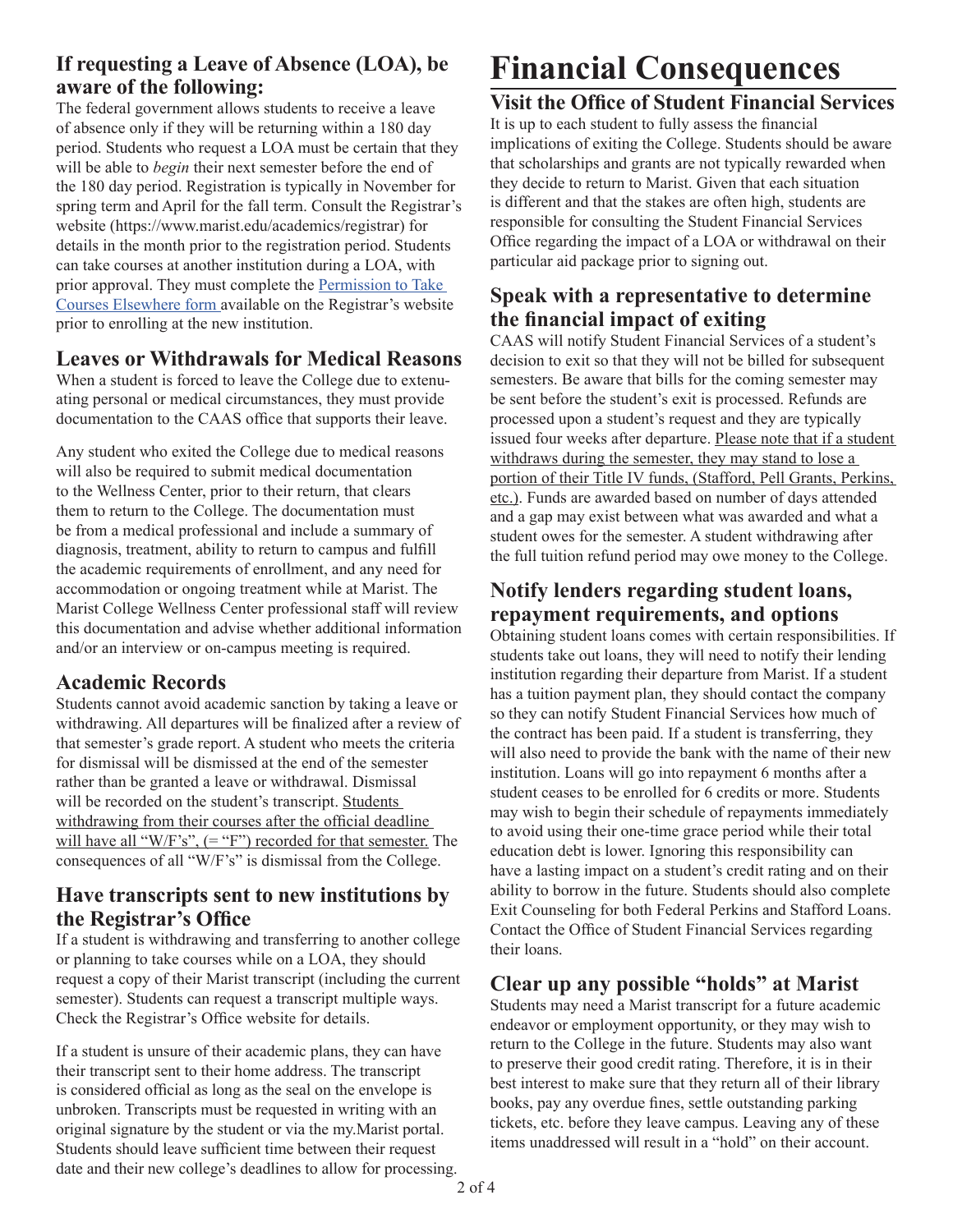### If requesting a Leave of Absence (LOA), be aware of the following:

The federal government allows students to receive a leave of absence only if they will be returning within a 180 day period. Students who request a LOA must be certain that they will be able to *begin* their next semester before the end of the 180 day period. Registration is typically in November for spring term and April for the fall term. Consult the Registrar's website (https://www.marist.edu/academics/registrar) for details in the month prior to the registration period. Students can take courses at another institution during a LOA, with prior approval. They must complete the Permission to Take Courses Elsewhere form available on the Registrar's website prior to enrolling at the new institution.

### Leaves or Withdrawals for Medical Reasons

When a student is forced to leave the College due to extenuating personal or medical circumstances, they must provide documentation to the CAAS office that supports their leave.

Any student who exited the College due to medical reasons will also be required to submit medical documentation to the Wellness Center, prior to their return, that clears them to return to the College. The documentation must be from a medical professional and include a summary of diagnosis, treatment, ability to return to campus and fulfill the academic requirements of enrollment, and any need for accommodation or ongoing treatment while at Marist. The Marist College Wellness Center professional staff will review this documentation and advise whether additional information and/or an interview or on-campus meeting is required.

### Academic Records

Students cannot avoid academic sanction by taking a leave or withdrawing. All departures will be finalized after a review of that semester's grade report. A student who meets the criteria for dismissal will be dismissed at the end of the semester rather than be granted a leave or withdrawal. Dismissal will be recorded on the student's transcript. Students withdrawing from their courses after the official deadline will have all "W/F's", (= "F") recorded for that semester. The consequences of all "W/F's" is dismissal from the College.

### Have transcripts sent to new institutions by the Registrar's Office

If a student is withdrawing and transferring to another college or planning to take courses while on a LOA, they should request a copy of their Marist transcript (including the current semester). Students can request a transcript multiple ways. Check the Registrar's Office website for details.

If a student is unsure of their academic plans, they can have their transcript sent to their home address. The transcript is considered official as long as the seal on the envelope is unbroken. Transcripts must be requested in writing with an original signature by the student or via the my.Marist portal. Students should leave sufficient time between their request date and their new college's deadlines to allow for processing.

# Financial Consequences

### Visit the Office of Student Financial Services

It is up to each student to fully assess the financial implications of exiting the College. Students should be aware that scholarships and grants are not typically rewarded when they decide to return to Marist. Given that each situation is different and that the stakes are often high, students are responsible for consulting the Student Financial Services Office regarding the impact of a LOA or withdrawal on their particular aid package prior to signing out.

### Speak with a representative to determine the financial impact of exiting

CAAS will notify Student Financial Services of a student's decision to exit so that they will not be billed for subsequent semesters. Be aware that bills for the coming semester may be sent before the student's exit is processed. Refunds are processed upon a student's request and they are typically issued four weeks after departure. Please note that if a student withdraws during the semester, they may stand to lose a portion of their Title IV funds, (Stafford, Pell Grants, Perkins, etc.). Funds are awarded based on number of days attended and a gap may exist between what was awarded and what a student owes for the semester. A student withdrawing after the full tuition refund period may owe money to the College.

### Notify lenders regarding student loans, repayment requirements, and options

Obtaining student loans comes with certain responsibilities. If students take out loans, they will need to notify their lending institution regarding their departure from Marist. If a student has a tuition payment plan, they should contact the company so they can notify Student Financial Services how much of the contract has been paid. If a student is transferring, they will also need to provide the bank with the name of their new institution. Loans will go into repayment 6 months after a student ceases to be enrolled for 6 credits or more. Students may wish to begin their schedule of repayments immediately to avoid using their one-time grace period while their total education debt is lower. Ignoring this responsibility can have a lasting impact on a student's credit rating and on their ability to borrow in the future. Students should also complete Exit Counseling for both Federal Perkins and Stafford Loans. Contact the Office of Student Financial Services regarding their loans.

### Clear up any possible "holds" at Marist

Students may need a Marist transcript for a future academic endeavor or employment opportunity, or they may wish to return to the College in the future. Students may also want to preserve their good credit rating. Therefore, it is in their best interest to make sure that they return all of their library books, pay any overdue fines, settle outstanding parking tickets, etc. before they leave campus. Leaving any of these items unaddressed will result in a "hold" on their account.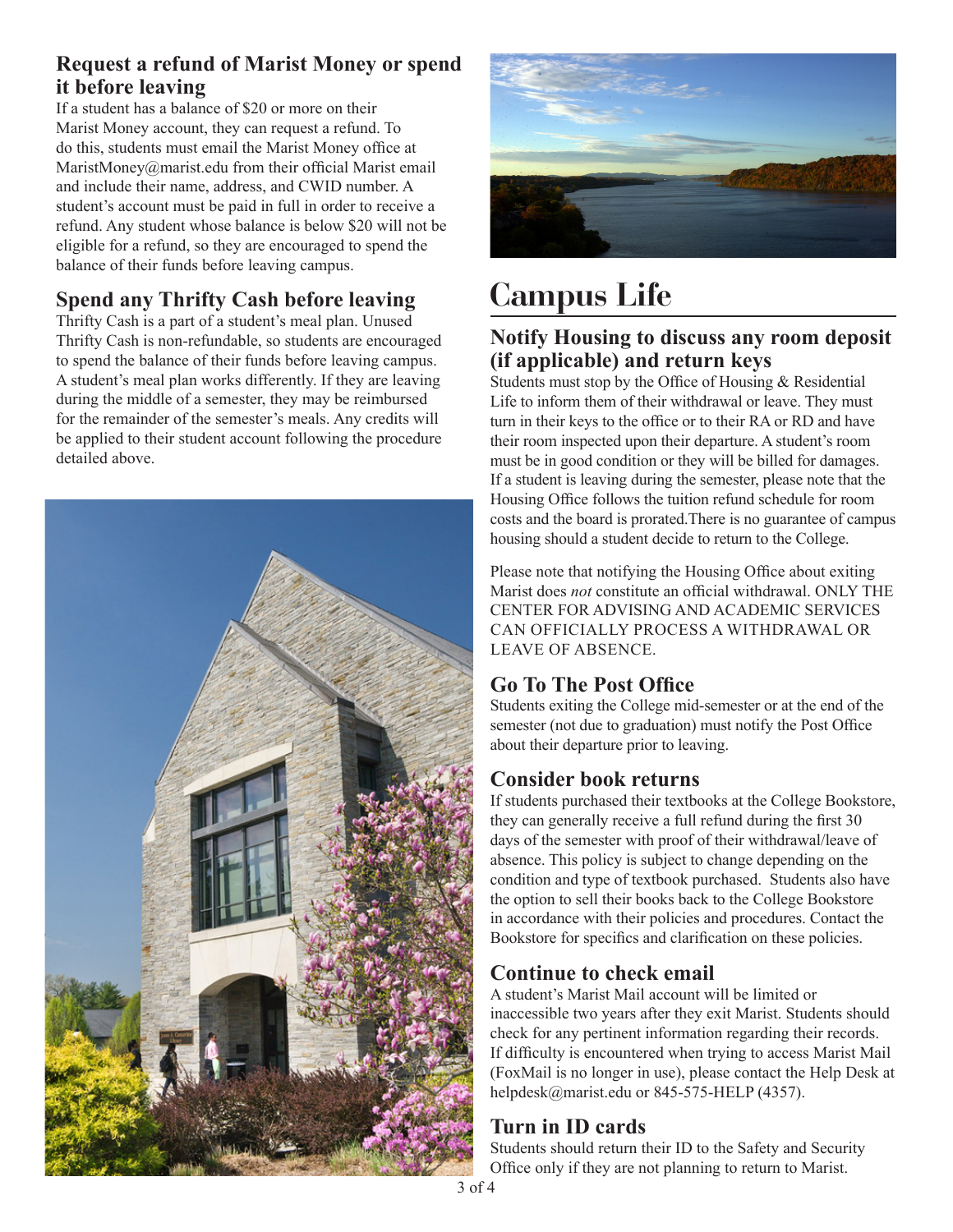## Request a refund of Marist Money or spend it before leaving

If a student has a balance of $20 or more on their Marist Money account, they can request a refund. To do this, students must email the Marist Money office at MaristMoney@marist.edu from their official Marist email and include their name, address, and CWID number. A student's account must be paid in full in order to receive a refund. Any student whose balance is below $20 will not be eligible for a refund, so they are encouraged to spend the balance of their funds before leaving campus.

## Spend any Thrifty Cash before leaving

Thrifty Cash is a part of a student's meal plan. Unused Thrifty Cash is non-refundable, so students are encouraged to spend the balance of their funds before leaving campus. A student's meal plan works differently. If they are leaving during the middle of a semester, they may be reimbursed for the remainder of the semester's meals. Any credits will be applied to their student account following the procedure detailed above.

# Campus Life

## Notify Housing to discuss any room deposit (if applicable) and return keys

Students must stop by the Office of Housing & Residential Life to inform them of their withdrawal or leave. They must turn in their keys to the office or to their RA or RD and have their room inspected upon their departure. A student's room must be in good condition or they will be billed for damages. If a student is leaving during the semester, please note that the Housing Office follows the tuition refund schedule for room costs and the board is prorated.There is no guarantee of campus housing should a student decide to return to the College.

Please note that notifying the Housing Office about exiting Marist does *not* constitute an official withdrawal. ONLY THE CENTER FOR ADVISING AND ACADEMIC SERVICES CAN OFFICIALLY PROCESS A WITHDRAWAL OR LEAVE OF ABSENCE.

## Go To The Post Office

Students exiting the College mid-semester or at the end of the semester (not due to graduation) must notify the Post Office about their departure prior to leaving.

## Consider book returns

If students purchased their textbooks at the College Bookstore, they can generally receive a full refund during the first 30 days of the semester with proof of their withdrawal/leave of absence. This policy is subject to change depending on the condition and type of textbook purchased. Students also have the option to sell their books back to the College Bookstore in accordance with their policies and procedures. Contact the Bookstore for specifics and clarification on these policies.

## Continue to check email

A student's Marist Mail account will be limited or inaccessible two years after they exit Marist. Students should check for any pertinent information regarding their records. If difficulty is encountered when trying to access Marist Mail (FoxMail is no longer in use), please contact the Help Desk at helpdesk@marist.edu or 845-575-HELP (4357).

## Turn in ID cards

Students should return their ID to the Safety and Security Office only if they are not planning to return to Marist.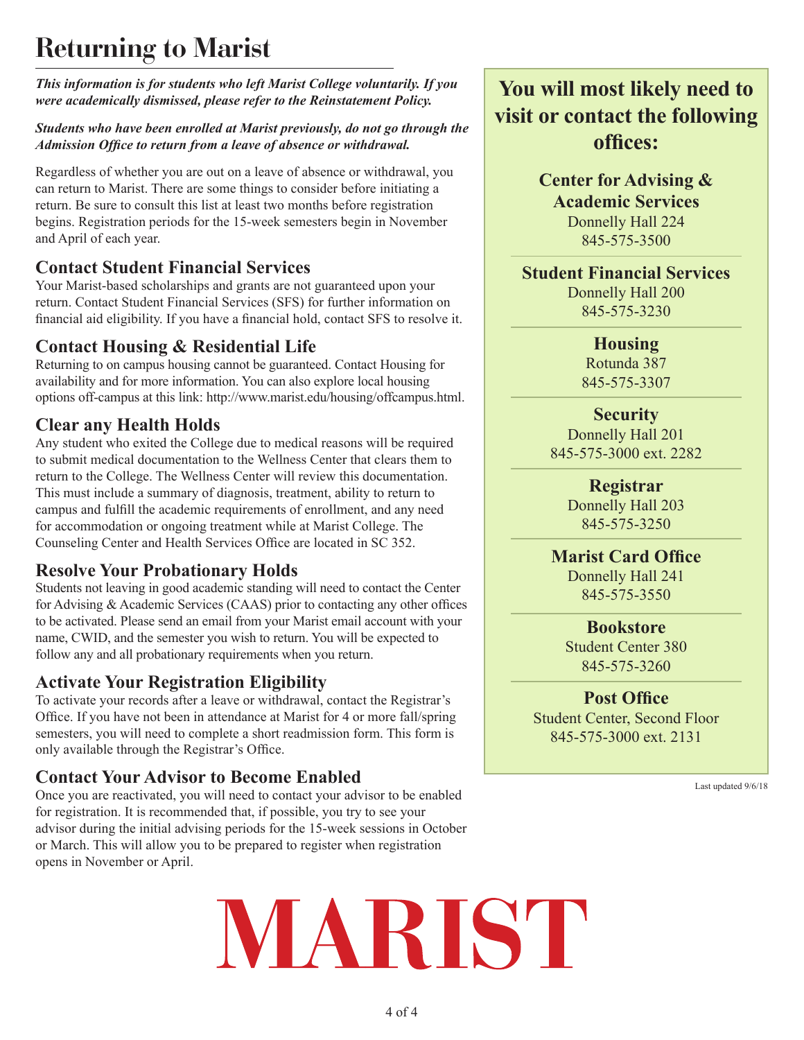# Returning to Marist

***This information is for students who left Marist College voluntarily. If you were academically dismissed, please refer to the Reinstatement Policy.***

***Students who have been enrolled at Marist previously, do not go through the Admission Office to return from a leave of absence or withdrawal.***

Regardless of whether you are out on a leave of absence or withdrawal, you can return to Marist. There are some things to consider before initiating a return. Be sure to consult this list at least two months before registration begins. Registration periods for the 15-week semesters begin in November and April of each year.

## Contact Student Financial Services

Your Marist-based scholarships and grants are not guaranteed upon your return. Contact Student Financial Services (SFS) for further information on financial aid eligibility. If you have a financial hold, contact SFS to resolve it.

## Contact Housing & Residential Life

Returning to on campus housing cannot be guaranteed. Contact Housing for availability and for more information. You can also explore local housing options off-campus at this link: http://www.marist.edu/housing/offcampus.html.

## Clear any Health Holds

Any student who exited the College due to medical reasons will be required to submit medical documentation to the Wellness Center that clears them to return to the College. The Wellness Center will review this documentation. This must include a summary of diagnosis, treatment, ability to return to campus and fulfill the academic requirements of enrollment, and any need for accommodation or ongoing treatment while at Marist College. The Counseling Center and Health Services Office are located in SC 352.

## Resolve Your Probationary Holds

Students not leaving in good academic standing will need to contact the Center for Advising & Academic Services (CAAS) prior to contacting any other offices to be activated. Please send an email from your Marist email account with your name, CWID, and the semester you wish to return. You will be expected to follow any and all probationary requirements when you return.

## Activate Your Registration Eligibility

To activate your records after a leave or withdrawal, contact the Registrar's Office. If you have not been in attendance at Marist for 4 or more fall/spring semesters, you will need to complete a short readmission form. This form is only available through the Registrar's Office.

## Contact Your Advisor to Become Enabled

Once you are reactivated, you will need to contact your advisor to be enabled for registration. It is recommended that, if possible, you try to see your advisor during the initial advising periods for the 15-week sessions in October or March. This will allow you to be prepared to register when registration opens in November or April.

## You will most likely need to visit or contact the following offices:

**Center for Advising & Academic Services**
Donnelly Hall 224
845-575-3500

**Student Financial Services**
Donnelly Hall 200
845-575-3230

**Housing**
Rotunda 387
845-575-3307

**Security**
Donnelly Hall 201
845-575-3000 ext. 2282

**Registrar**
Donnelly Hall 203
845-575-3250

**Marist Card Office**
Donnelly Hall 241
845-575-3550

**Bookstore**
Student Center 380
845-575-3260

**Post Office**
Student Center, Second Floor
845-575-3000 ext. 2131

Last updated 9/6/18

MARIST